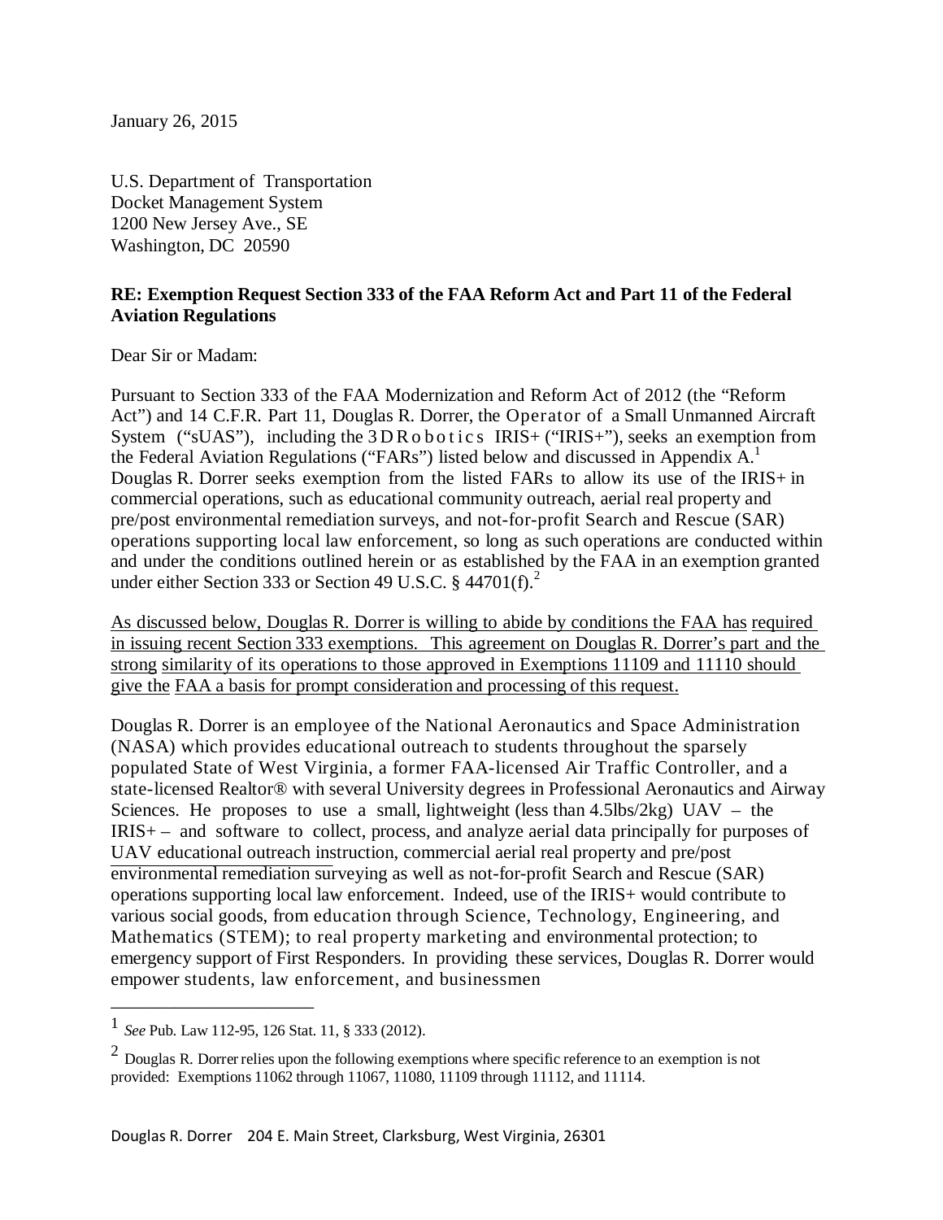January 26, 2015

U.S. Department of Transportation
Docket Management System
1200 New Jersey Ave., SE
Washington, DC 20590

**RE: Exemption Request Section 333 of the FAA Reform Act and Part 11 of the Federal Aviation Regulations**

Dear Sir or Madam:

Pursuant to Section 333 of the FAA Modernization and Reform Act of 2012 (the "Reform Act") and 14 C.F.R. Part 11, Douglas R. Dorrer, the Operator of a Small Unmanned Aircraft System ("sUAS"), including the 3DRobotics IRIS+ ("IRIS+"), seeks an exemption from the Federal Aviation Regulations ("FARs") listed below and discussed in Appendix A.[1] Douglas R. Dorrer seeks exemption from the listed FARs to allow its use of the IRIS+ in commercial operations, such as educational community outreach, aerial real property and pre/post environmental remediation surveys, and not-for-profit Search and Rescue (SAR) operations supporting local law enforcement, so long as such operations are conducted within and under the conditions outlined herein or as established by the FAA in an exemption granted under either Section 333 or Section 49 U.S.C. § 44701(f).[2]

<u>As discussed below, Douglas R. Dorrer is willing to abide by conditions the FAA has required in issuing recent Section 333 exemptions. This agreement on Douglas R. Dorrer's part and the strong similarity of its operations to those approved in Exemptions 11109 and 11110 should give the FAA a basis for prompt consideration and processing of this request.</u>

Douglas R. Dorrer is an employee of the National Aeronautics and Space Administration (NASA) which provides educational outreach to students throughout the sparsely populated State of West Virginia, a former FAA-licensed Air Traffic Controller, and a state-licensed Realtor® with several University degrees in Professional Aeronautics and Airway Sciences. He proposes to use a small, lightweight (less than 4.5lbs/2kg) UAV – the IRIS+ – and software to collect, process, and analyze aerial data principally for purposes of <u>UAV educational outreach instruction, commercial aerial real property and pre/post environmental remediation</u> surveying as well as not-for-profit Search and Rescue (SAR) operations supporting local law enforcement. Indeed, use of the IRIS+ would contribute to various social goods, from education through Science, Technology, Engineering, and Mathematics (STEM); to real property marketing and environmental protection; to emergency support of First Responders. In providing these services, Douglas R. Dorrer would empower students, law enforcement, and businessmen

---

[1] *See* Pub. Law 112-95, 126 Stat. 11, § 333 (2012).

[2] Douglas R. Dorrer relies upon the following exemptions where specific reference to an exemption is not provided: Exemptions 11062 through 11067, 11080, 11109 through 11112, and 11114.

Douglas R. Dorrer 204 E. Main Street, Clarksburg, West Virginia, 26301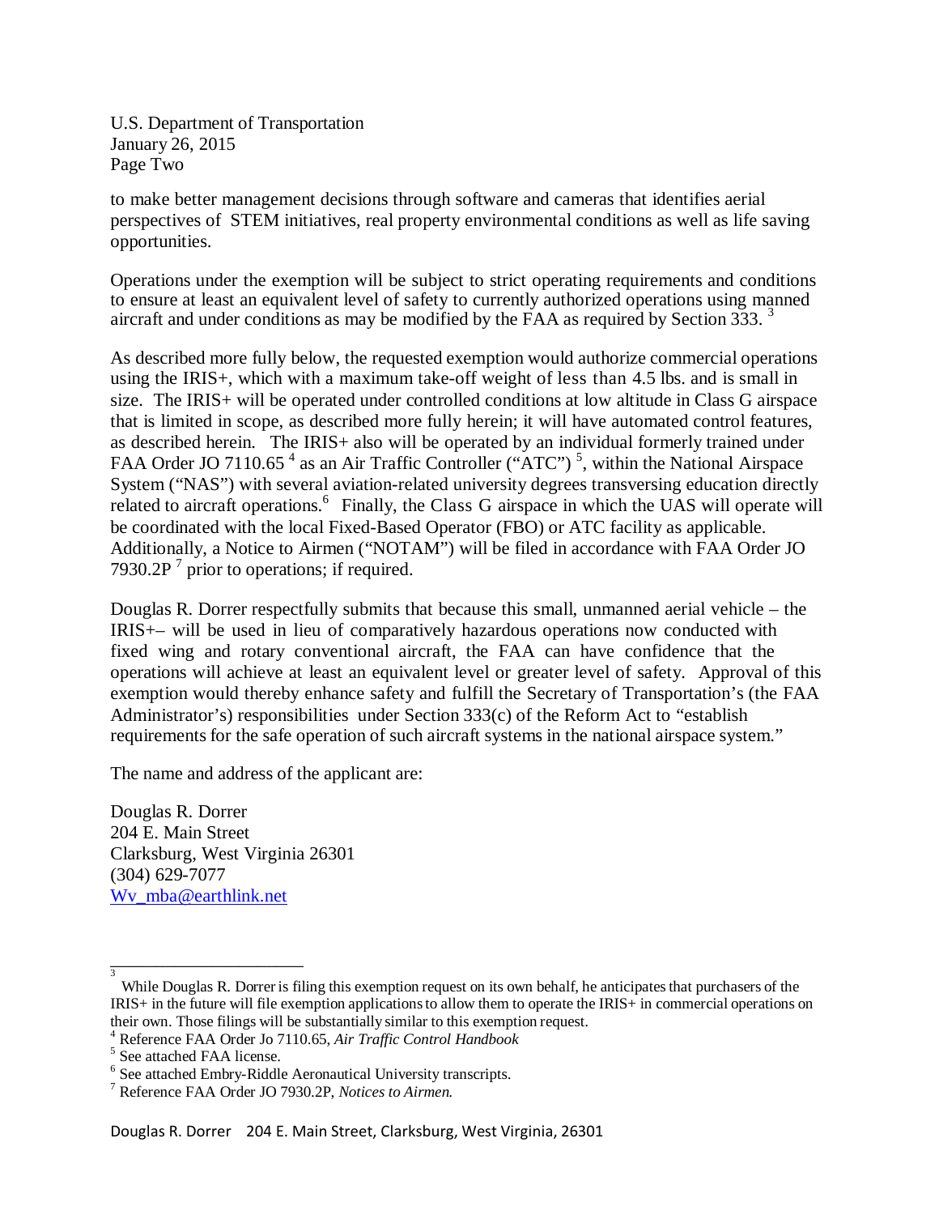to make better management decisions through software and cameras that identifies aerial perspectives of STEM initiatives, real property environmental conditions as well as life saving opportunities.

Operations under the exemption will be subject to strict operating requirements and conditions to ensure at least an equivalent level of safety to currently authorized operations using manned aircraft and under conditions as may be modified by the FAA as required by Section 333. [3]

As described more fully below, the requested exemption would authorize commercial operations using the IRIS+, which with a maximum take-off weight of less than 4.5 lbs. and is small in size. The IRIS+ will be operated under controlled conditions at low altitude in Class G airspace that is limited in scope, as described more fully herein; it will have automated control features, as described herein. The IRIS+ also will be operated by an individual formerly trained under FAA Order JO 7110.65 [4] as an Air Traffic Controller ("ATC") [5], within the National Airspace System ("NAS") with several aviation-related university degrees transversing education directly related to aircraft operations.[6] Finally, the Class G airspace in which the UAS will operate will be coordinated with the local Fixed-Based Operator (FBO) or ATC facility as applicable. Additionally, a Notice to Airmen ("NOTAM") will be filed in accordance with FAA Order JO 7930.2P [7] prior to operations; if required.

Douglas R. Dorrer respectfully submits that because this small, unmanned aerial vehicle – the IRIS+– will be used in lieu of comparatively hazardous operations now conducted with fixed wing and rotary conventional aircraft, the FAA can have confidence that the operations will achieve at least an equivalent level or greater level of safety. Approval of this exemption would thereby enhance safety and fulfill the Secretary of Transportation's (the FAA Administrator's) responsibilities under Section 333(c) of the Reform Act to "establish requirements for the safe operation of such aircraft systems in the national airspace system."

The name and address of the applicant are:

Douglas R. Dorrer  
204 E. Main Street  
Clarksburg, West Virginia 26301  
(304) 629-7077  
Wv_mba@earthlink.net

---

[3] While Douglas R. Dorrer is filing this exemption request on its own behalf, he anticipates that purchasers of the IRIS+ in the future will file exemption applications to allow them to operate the IRIS+ in commercial operations on their own. Those filings will be substantially similar to this exemption request.

[4] Reference FAA Order Jo 7110.65, *Air Traffic Control Handbook*

[5] See attached FAA license.

[6] See attached Embry-Riddle Aeronautical University transcripts.

[7] Reference FAA Order JO 7930.2P, *Notices to Airmen.*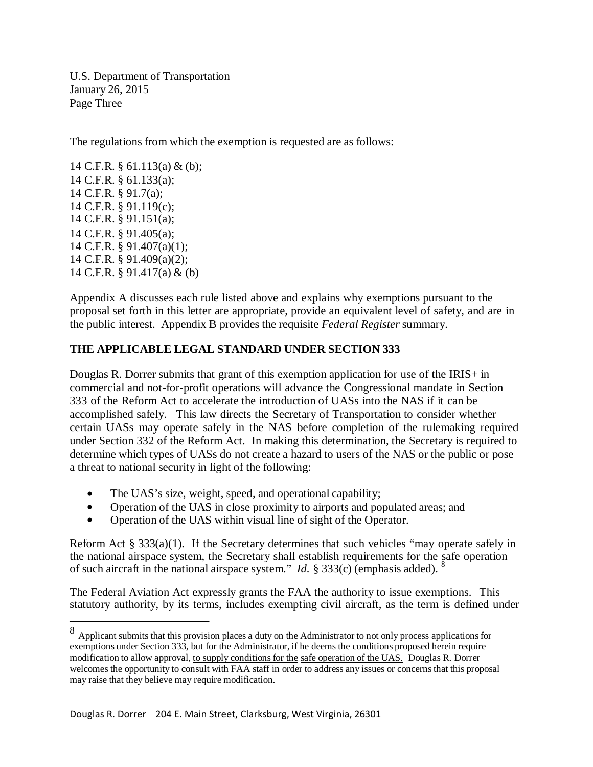The regulations from which the exemption is requested are as follows:

14 C.F.R. § 61.113(a) & (b);
14 C.F.R. § 61.133(a);
14 C.F.R. § 91.7(a);
14 C.F.R. § 91.119(c);
14 C.F.R. § 91.151(a);
14 C.F.R. § 91.405(a);
14 C.F.R. § 91.407(a)(1);
14 C.F.R. § 91.409(a)(2);
14 C.F.R. § 91.417(a) & (b)

Appendix A discusses each rule listed above and explains why exemptions pursuant to the proposal set forth in this letter are appropriate, provide an equivalent level of safety, and are in the public interest. Appendix B provides the requisite *Federal Register* summary.

**THE APPLICABLE LEGAL STANDARD UNDER SECTION 333**

Douglas R. Dorrer submits that grant of this exemption application for use of the IRIS+ in commercial and not-for-profit operations will advance the Congressional mandate in Section 333 of the Reform Act to accelerate the introduction of UASs into the NAS if it can be accomplished safely. This law directs the Secretary of Transportation to consider whether certain UASs may operate safely in the NAS before completion of the rulemaking required under Section 332 of the Reform Act. In making this determination, the Secretary is required to determine which types of UASs do not create a hazard to users of the NAS or the public or pose a threat to national security in light of the following:

- The UAS's size, weight, speed, and operational capability;
- Operation of the UAS in close proximity to airports and populated areas; and
- Operation of the UAS within visual line of sight of the Operator.

Reform Act § 333(a)(1). If the Secretary determines that such vehicles "may operate safely in the national airspace system, the Secretary <u>shall establish requirements</u> for the safe operation of such aircraft in the national airspace system." *Id.* § 333(c) (emphasis added). [8]

The Federal Aviation Act expressly grants the FAA the authority to issue exemptions. This statutory authority, by its terms, includes exempting civil aircraft, as the term is defined under

---

[8] Applicant submits that this provision <u>places a duty on the Administrator</u> to not only process applications for exemptions under Section 333, but for the Administrator, if he deems the conditions proposed herein require modification to allow approval, <u>to supply conditions for the safe operation of the UAS.</u> Douglas R. Dorrer welcomes the opportunity to consult with FAA staff in order to address any issues or concerns that this proposal may raise that they believe may require modification.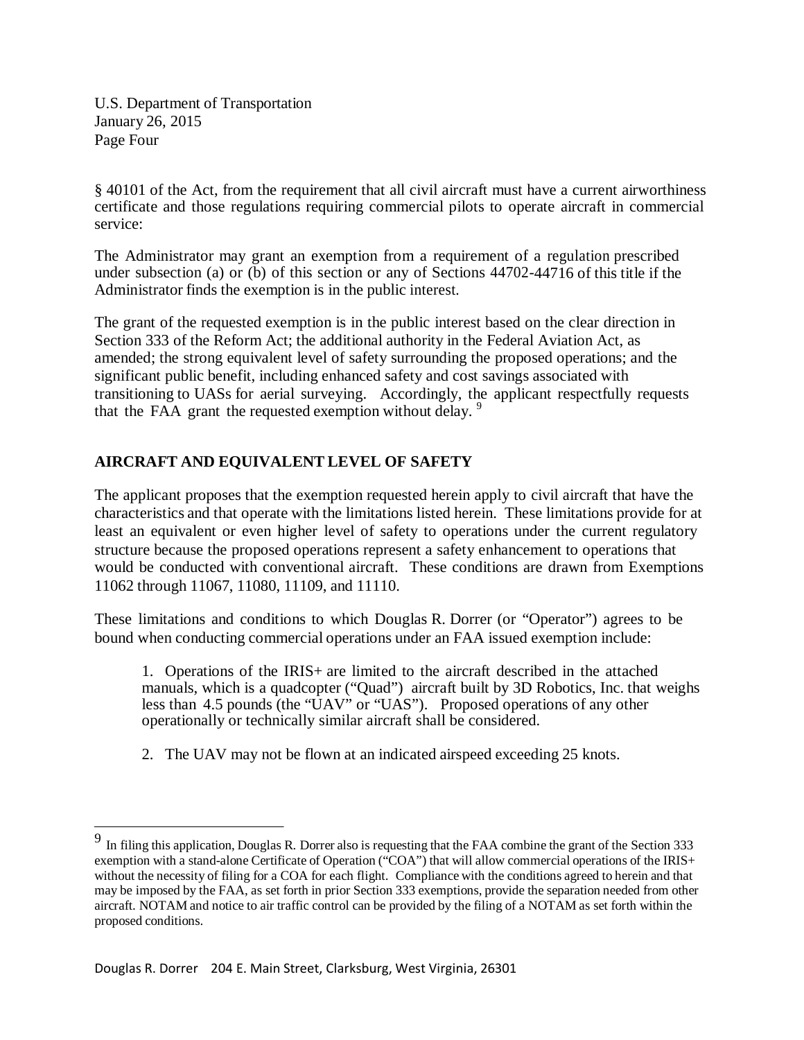§ 40101 of the Act, from the requirement that all civil aircraft must have a current airworthiness certificate and those regulations requiring commercial pilots to operate aircraft in commercial service:

The Administrator may grant an exemption from a requirement of a regulation prescribed under subsection (a) or (b) of this section or any of Sections 44702-44716 of this title if the Administrator finds the exemption is in the public interest.

The grant of the requested exemption is in the public interest based on the clear direction in Section 333 of the Reform Act; the additional authority in the Federal Aviation Act, as amended; the strong equivalent level of safety surrounding the proposed operations; and the significant public benefit, including enhanced safety and cost savings associated with transitioning to UASs for aerial surveying. Accordingly, the applicant respectfully requests that the FAA grant the requested exemption without delay. [9]

**AIRCRAFT AND EQUIVALENT LEVEL OF SAFETY**

The applicant proposes that the exemption requested herein apply to civil aircraft that have the characteristics and that operate with the limitations listed herein. These limitations provide for at least an equivalent or even higher level of safety to operations under the current regulatory structure because the proposed operations represent a safety enhancement to operations that would be conducted with conventional aircraft. These conditions are drawn from Exemptions 11062 through 11067, 11080, 11109, and 11110.

These limitations and conditions to which Douglas R. Dorrer (or "Operator") agrees to be bound when conducting commercial operations under an FAA issued exemption include:

1. Operations of the IRIS+ are limited to the aircraft described in the attached manuals, which is a quadcopter ("Quad") aircraft built by 3D Robotics, Inc. that weighs less than 4.5 pounds (the "UAV" or "UAS"). Proposed operations of any other operationally or technically similar aircraft shall be considered.

2. The UAV may not be flown at an indicated airspeed exceeding 25 knots.

[9] In filing this application, Douglas R. Dorrer also is requesting that the FAA combine the grant of the Section 333 exemption with a stand-alone Certificate of Operation ("COA") that will allow commercial operations of the IRIS+ without the necessity of filing for a COA for each flight. Compliance with the conditions agreed to herein and that may be imposed by the FAA, as set forth in prior Section 333 exemptions, provide the separation needed from other aircraft. NOTAM and notice to air traffic control can be provided by the filing of a NOTAM as set forth within the proposed conditions.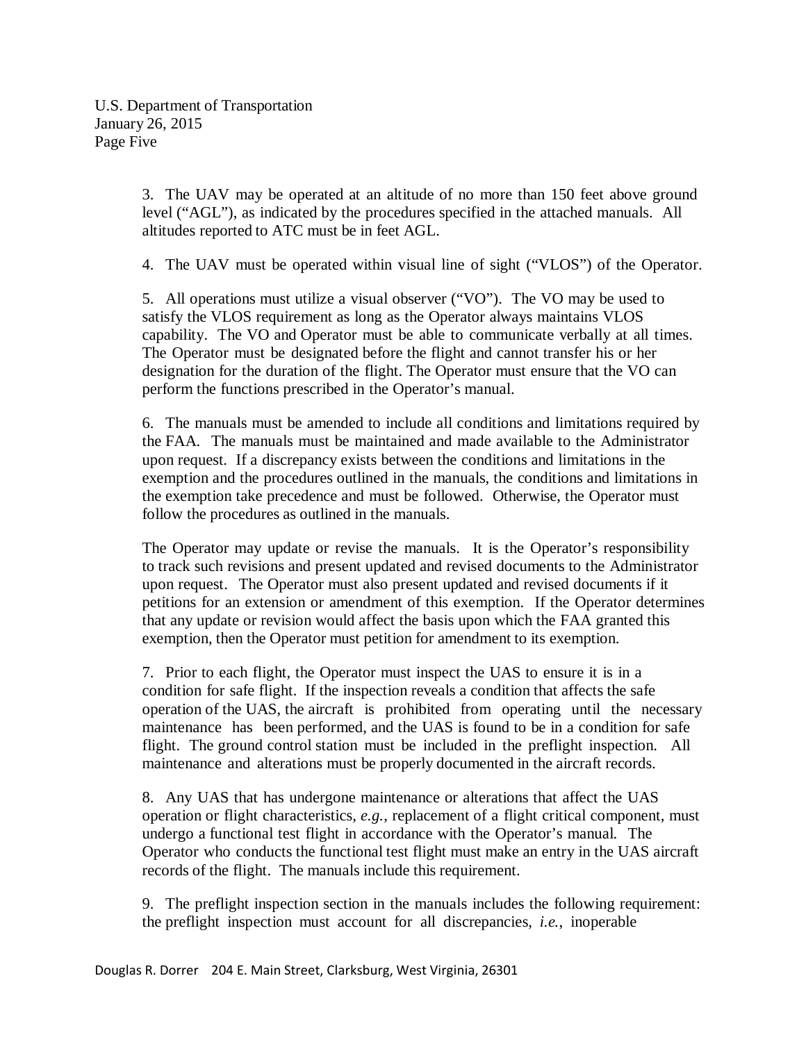3. The UAV may be operated at an altitude of no more than 150 feet above ground level ("AGL"), as indicated by the procedures specified in the attached manuals. All altitudes reported to ATC must be in feet AGL.

4. The UAV must be operated within visual line of sight ("VLOS") of the Operator.

5. All operations must utilize a visual observer ("VO"). The VO may be used to satisfy the VLOS requirement as long as the Operator always maintains VLOS capability. The VO and Operator must be able to communicate verbally at all times. The Operator must be designated before the flight and cannot transfer his or her designation for the duration of the flight. The Operator must ensure that the VO can perform the functions prescribed in the Operator's manual.

6. The manuals must be amended to include all conditions and limitations required by the FAA. The manuals must be maintained and made available to the Administrator upon request. If a discrepancy exists between the conditions and limitations in the exemption and the procedures outlined in the manuals, the conditions and limitations in the exemption take precedence and must be followed. Otherwise, the Operator must follow the procedures as outlined in the manuals.

The Operator may update or revise the manuals. It is the Operator's responsibility to track such revisions and present updated and revised documents to the Administrator upon request. The Operator must also present updated and revised documents if it petitions for an extension or amendment of this exemption. If the Operator determines that any update or revision would affect the basis upon which the FAA granted this exemption, then the Operator must petition for amendment to its exemption.

7. Prior to each flight, the Operator must inspect the UAS to ensure it is in a condition for safe flight. If the inspection reveals a condition that affects the safe operation of the UAS, the aircraft is prohibited from operating until the necessary maintenance has been performed, and the UAS is found to be in a condition for safe flight. The ground control station must be included in the preflight inspection. All maintenance and alterations must be properly documented in the aircraft records.

8. Any UAS that has undergone maintenance or alterations that affect the UAS operation or flight characteristics, *e.g.*, replacement of a flight critical component, must undergo a functional test flight in accordance with the Operator's manual. The Operator who conducts the functional test flight must make an entry in the UAS aircraft records of the flight. The manuals include this requirement.

9. The preflight inspection section in the manuals includes the following requirement: the preflight inspection must account for all discrepancies, *i.e.*, inoperable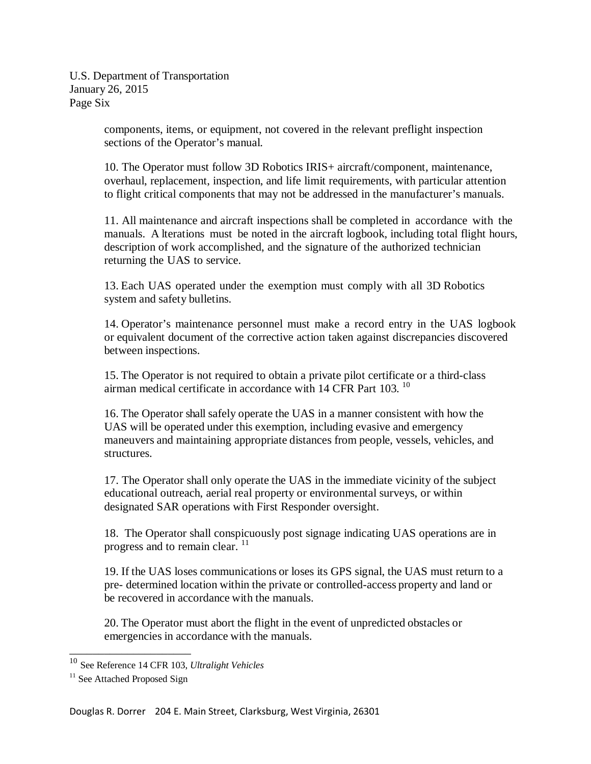components, items, or equipment, not covered in the relevant preflight inspection sections of the Operator's manual.

10. The Operator must follow 3D Robotics IRIS+ aircraft/component, maintenance, overhaul, replacement, inspection, and life limit requirements, with particular attention to flight critical components that may not be addressed in the manufacturer's manuals.

11. All maintenance and aircraft inspections shall be completed in accordance with the manuals. A lterations must be noted in the aircraft logbook, including total flight hours, description of work accomplished, and the signature of the authorized technician returning the UAS to service.

13. Each UAS operated under the exemption must comply with all 3D Robotics system and safety bulletins.

14. Operator's maintenance personnel must make a record entry in the UAS logbook or equivalent document of the corrective action taken against discrepancies discovered between inspections.

15. The Operator is not required to obtain a private pilot certificate or a third-class airman medical certificate in accordance with 14 CFR Part 103. [10]

16. The Operator shall safely operate the UAS in a manner consistent with how the UAS will be operated under this exemption, including evasive and emergency maneuvers and maintaining appropriate distances from people, vessels, vehicles, and structures.

17. The Operator shall only operate the UAS in the immediate vicinity of the subject educational outreach, aerial real property or environmental surveys, or within designated SAR operations with First Responder oversight.

18. The Operator shall conspicuously post signage indicating UAS operations are in progress and to remain clear. [11]

19. If the UAS loses communications or loses its GPS signal, the UAS must return to a pre- determined location within the private or controlled-access property and land or be recovered in accordance with the manuals.

20. The Operator must abort the flight in the event of unpredicted obstacles or emergencies in accordance with the manuals.

---

[10] See Reference 14 CFR 103, *Ultralight Vehicles*

[11] See Attached Proposed Sign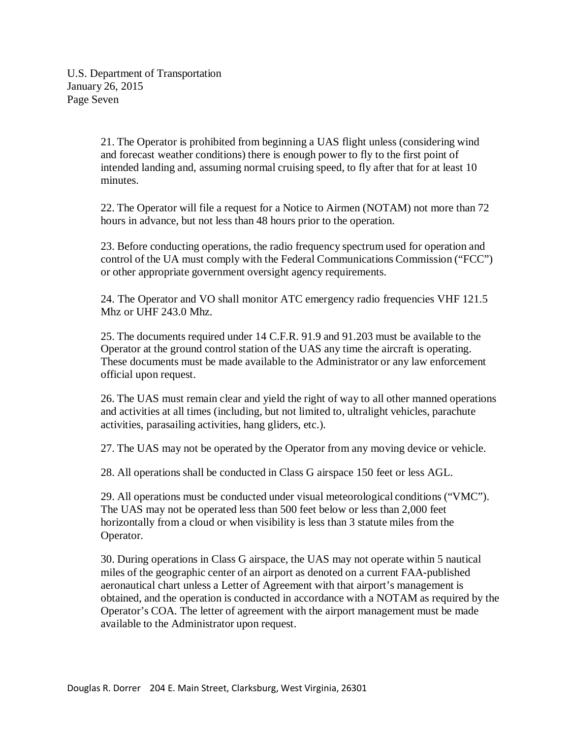21. The Operator is prohibited from beginning a UAS flight unless (considering wind and forecast weather conditions) there is enough power to fly to the first point of intended landing and, assuming normal cruising speed, to fly after that for at least 10 minutes.

22. The Operator will file a request for a Notice to Airmen (NOTAM) not more than 72 hours in advance, but not less than 48 hours prior to the operation.

23. Before conducting operations, the radio frequency spectrum used for operation and control of the UA must comply with the Federal Communications Commission ("FCC") or other appropriate government oversight agency requirements.

24. The Operator and VO shall monitor ATC emergency radio frequencies VHF 121.5 Mhz or UHF 243.0 Mhz.

25. The documents required under 14 C.F.R. 91.9 and 91.203 must be available to the Operator at the ground control station of the UAS any time the aircraft is operating. These documents must be made available to the Administrator or any law enforcement official upon request.

26. The UAS must remain clear and yield the right of way to all other manned operations and activities at all times (including, but not limited to, ultralight vehicles, parachute activities, parasailing activities, hang gliders, etc.).

27. The UAS may not be operated by the Operator from any moving device or vehicle.

28. All operations shall be conducted in Class G airspace 150 feet or less AGL.

29. All operations must be conducted under visual meteorological conditions ("VMC"). The UAS may not be operated less than 500 feet below or less than 2,000 feet horizontally from a cloud or when visibility is less than 3 statute miles from the Operator.

30. During operations in Class G airspace, the UAS may not operate within 5 nautical miles of the geographic center of an airport as denoted on a current FAA-published aeronautical chart unless a Letter of Agreement with that airport's management is obtained, and the operation is conducted in accordance with a NOTAM as required by the Operator's COA. The letter of agreement with the airport management must be made available to the Administrator upon request.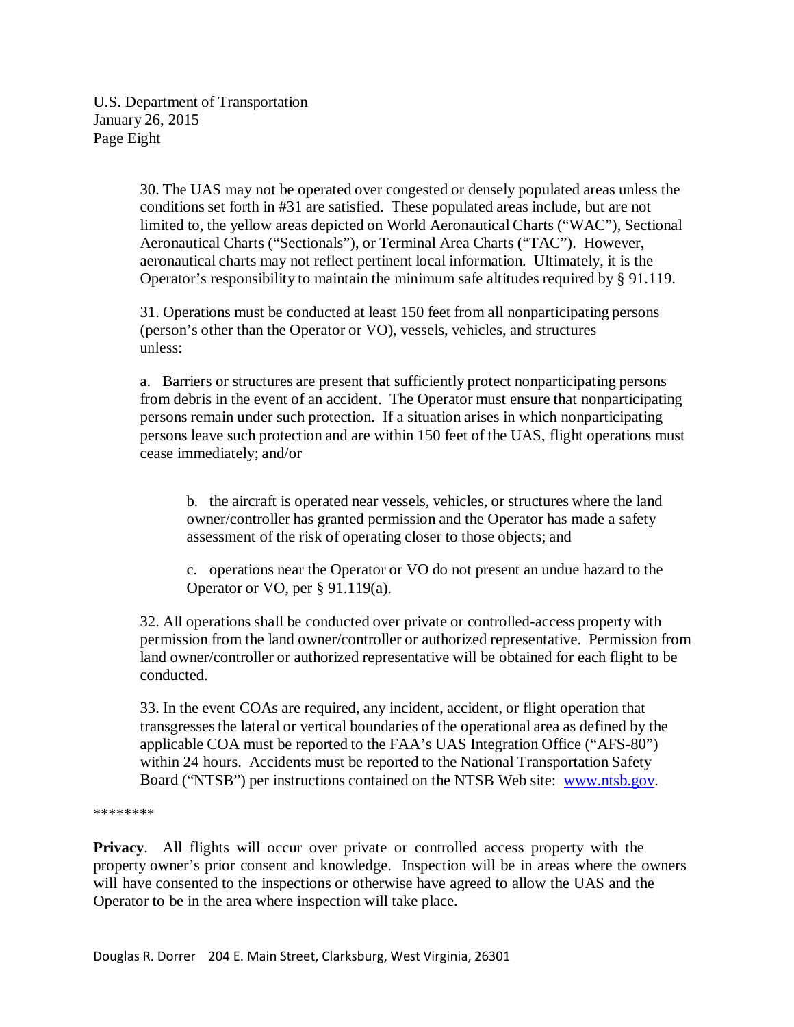30. The UAS may not be operated over congested or densely populated areas unless the conditions set forth in #31 are satisfied. These populated areas include, but are not limited to, the yellow areas depicted on World Aeronautical Charts ("WAC"), Sectional Aeronautical Charts ("Sectionals"), or Terminal Area Charts ("TAC"). However, aeronautical charts may not reflect pertinent local information. Ultimately, it is the Operator's responsibility to maintain the minimum safe altitudes required by § 91.119.

31. Operations must be conducted at least 150 feet from all nonparticipating persons (person's other than the Operator or VO), vessels, vehicles, and structures unless:

a. Barriers or structures are present that sufficiently protect nonparticipating persons from debris in the event of an accident. The Operator must ensure that nonparticipating persons remain under such protection. If a situation arises in which nonparticipating persons leave such protection and are within 150 feet of the UAS, flight operations must cease immediately; and/or

b. the aircraft is operated near vessels, vehicles, or structures where the land owner/controller has granted permission and the Operator has made a safety assessment of the risk of operating closer to those objects; and

c. operations near the Operator or VO do not present an undue hazard to the Operator or VO, per § 91.119(a).

32. All operations shall be conducted over private or controlled-access property with permission from the land owner/controller or authorized representative. Permission from land owner/controller or authorized representative will be obtained for each flight to be conducted.

33. In the event COAs are required, any incident, accident, or flight operation that transgresses the lateral or vertical boundaries of the operational area as defined by the applicable COA must be reported to the FAA's UAS Integration Office ("AFS-80") within 24 hours. Accidents must be reported to the National Transportation Safety Board ("NTSB") per instructions contained on the NTSB Web site: www.ntsb.gov.

********

**Privacy**. All flights will occur over private or controlled access property with the property owner's prior consent and knowledge. Inspection will be in areas where the owners will have consented to the inspections or otherwise have agreed to allow the UAS and the Operator to be in the area where inspection will take place.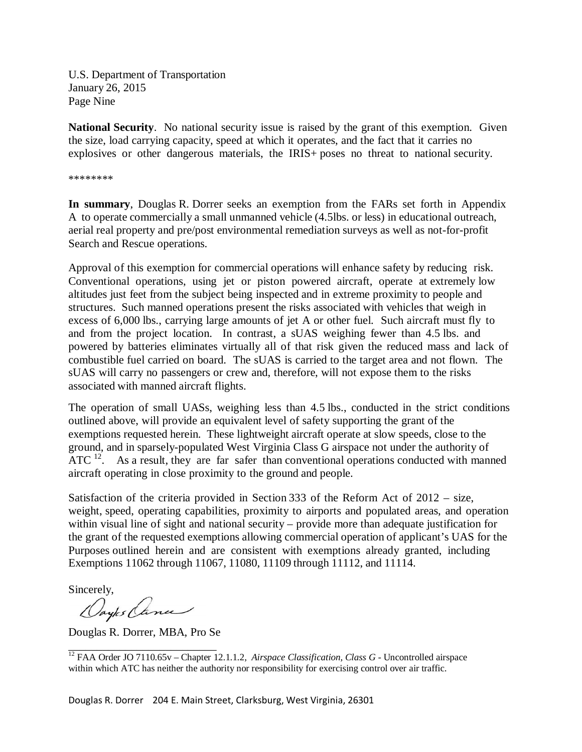U.S. Department of Transportation
January 26, 2015
Page Nine

**National Security**. No national security issue is raised by the grant of this exemption. Given the size, load carrying capacity, speed at which it operates, and the fact that it carries no explosives or other dangerous materials, the IRIS+ poses no threat to national security.

********

**In summary**, Douglas R. Dorrer seeks an exemption from the FARs set forth in Appendix A to operate commercially a small unmanned vehicle (4.5lbs. or less) in educational outreach, aerial real property and pre/post environmental remediation surveys as well as not-for-profit Search and Rescue operations.

Approval of this exemption for commercial operations will enhance safety by reducing risk. Conventional operations, using jet or piston powered aircraft, operate at extremely low altitudes just feet from the subject being inspected and in extreme proximity to people and structures. Such manned operations present the risks associated with vehicles that weigh in excess of 6,000 lbs., carrying large amounts of jet A or other fuel. Such aircraft must fly to and from the project location. In contrast, a sUAS weighing fewer than 4.5 lbs. and powered by batteries eliminates virtually all of that risk given the reduced mass and lack of combustible fuel carried on board. The sUAS is carried to the target area and not flown. The sUAS will carry no passengers or crew and, therefore, will not expose them to the risks associated with manned aircraft flights.

The operation of small UASs, weighing less than 4.5 lbs., conducted in the strict conditions outlined above, will provide an equivalent level of safety supporting the grant of the exemptions requested herein. These lightweight aircraft operate at slow speeds, close to the ground, and in sparsely-populated West Virginia Class G airspace not under the authority of ATC [12]. As a result, they are far safer than conventional operations conducted with manned aircraft operating in close proximity to the ground and people.

Satisfaction of the criteria provided in Section 333 of the Reform Act of 2012 – size, weight, speed, operating capabilities, proximity to airports and populated areas, and operation within visual line of sight and national security – provide more than adequate justification for the grant of the requested exemptions allowing commercial operation of applicant's UAS for the Purposes outlined herein and are consistent with exemptions already granted, including Exemptions 11062 through 11067, 11080, 11109 through 11112, and 11114.

Sincerely,

Douglas R. Dorrer, MBA, Pro Se

---

[12] FAA Order JO 7110.65v – Chapter 12.1.1.2, *Airspace Classification, Class G* - Uncontrolled airspace within which ATC has neither the authority nor responsibility for exercising control over air traffic.

Douglas R. Dorrer 204 E. Main Street, Clarksburg, West Virginia, 26301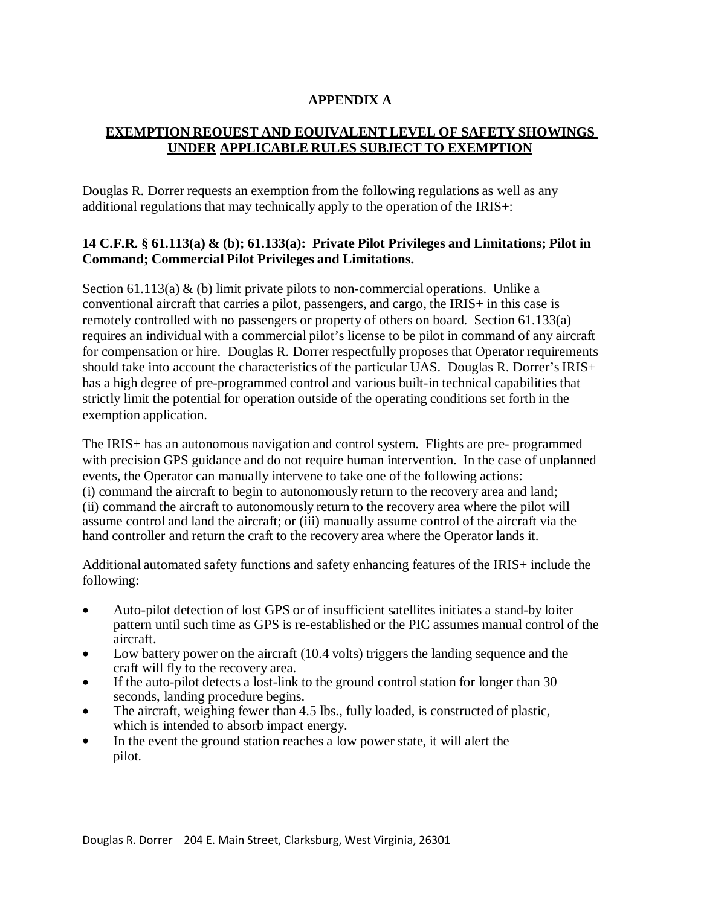# APPENDIX A

## EXEMPTION REQUEST AND EQUIVALENT LEVEL OF SAFETY SHOWINGS UNDER APPLICABLE RULES SUBJECT TO EXEMPTION

Douglas R. Dorrer requests an exemption from the following regulations as well as any additional regulations that may technically apply to the operation of the IRIS+:

### 14 C.F.R. § 61.113(a) & (b); 61.133(a): Private Pilot Privileges and Limitations; Pilot in Command; Commercial Pilot Privileges and Limitations.

Section 61.113(a) & (b) limit private pilots to non-commercial operations. Unlike a conventional aircraft that carries a pilot, passengers, and cargo, the IRIS+ in this case is remotely controlled with no passengers or property of others on board. Section 61.133(a) requires an individual with a commercial pilot's license to be pilot in command of any aircraft for compensation or hire. Douglas R. Dorrer respectfully proposes that Operator requirements should take into account the characteristics of the particular UAS. Douglas R. Dorrer's IRIS+ has a high degree of pre-programmed control and various built-in technical capabilities that strictly limit the potential for operation outside of the operating conditions set forth in the exemption application.

The IRIS+ has an autonomous navigation and control system. Flights are pre- programmed with precision GPS guidance and do not require human intervention. In the case of unplanned events, the Operator can manually intervene to take one of the following actions:
(i) command the aircraft to begin to autonomously return to the recovery area and land;
(ii) command the aircraft to autonomously return to the recovery area where the pilot will assume control and land the aircraft; or (iii) manually assume control of the aircraft via the hand controller and return the craft to the recovery area where the Operator lands it.

Additional automated safety functions and safety enhancing features of the IRIS+ include the following:

- Auto-pilot detection of lost GPS or of insufficient satellites initiates a stand-by loiter pattern until such time as GPS is re-established or the PIC assumes manual control of the aircraft.
- Low battery power on the aircraft (10.4 volts) triggers the landing sequence and the craft will fly to the recovery area.
- If the auto-pilot detects a lost-link to the ground control station for longer than 30 seconds, landing procedure begins.
- The aircraft, weighing fewer than 4.5 lbs., fully loaded, is constructed of plastic, which is intended to absorb impact energy.
- In the event the ground station reaches a low power state, it will alert the pilot.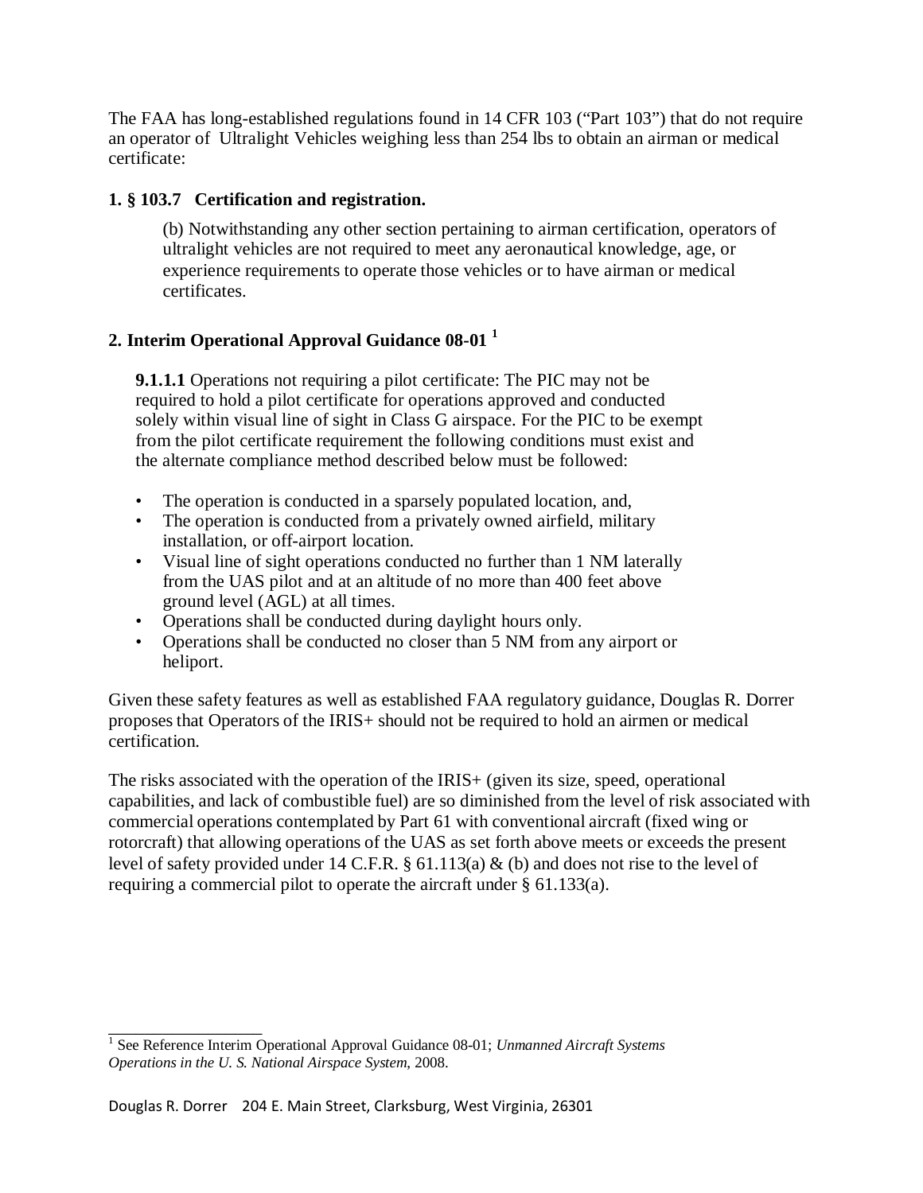The FAA has long-established regulations found in 14 CFR 103 ("Part 103") that do not require an operator of Ultralight Vehicles weighing less than 254 lbs to obtain an airman or medical certificate:

**1. § 103.7 Certification and registration.**

> (b) Notwithstanding any other section pertaining to airman certification, operators of ultralight vehicles are not required to meet any aeronautical knowledge, age, or experience requirements to operate those vehicles or to have airman or medical certificates.

**2. Interim Operational Approval Guidance 08-01 [1]**

> **9.1.1.1** Operations not requiring a pilot certificate: The PIC may not be required to hold a pilot certificate for operations approved and conducted solely within visual line of sight in Class G airspace. For the PIC to be exempt from the pilot certificate requirement the following conditions must exist and the alternate compliance method described below must be followed:
>
> - The operation is conducted in a sparsely populated location, and,
> - The operation is conducted from a privately owned airfield, military installation, or off-airport location.
> - Visual line of sight operations conducted no further than 1 NM laterally from the UAS pilot and at an altitude of no more than 400 feet above ground level (AGL) at all times.
> - Operations shall be conducted during daylight hours only.
> - Operations shall be conducted no closer than 5 NM from any airport or heliport.

Given these safety features as well as established FAA regulatory guidance, Douglas R. Dorrer proposes that Operators of the IRIS+ should not be required to hold an airmen or medical certification.

The risks associated with the operation of the IRIS+ (given its size, speed, operational capabilities, and lack of combustible fuel) are so diminished from the level of risk associated with commercial operations contemplated by Part 61 with conventional aircraft (fixed wing or rotorcraft) that allowing operations of the UAS as set forth above meets or exceeds the present level of safety provided under 14 C.F.R. § 61.113(a) & (b) and does not rise to the level of requiring a commercial pilot to operate the aircraft under § 61.133(a).

---

[1] See Reference Interim Operational Approval Guidance 08-01; *Unmanned Aircraft Systems Operations in the U. S. National Airspace System*, 2008.

Douglas R. Dorrer 204 E. Main Street, Clarksburg, West Virginia, 26301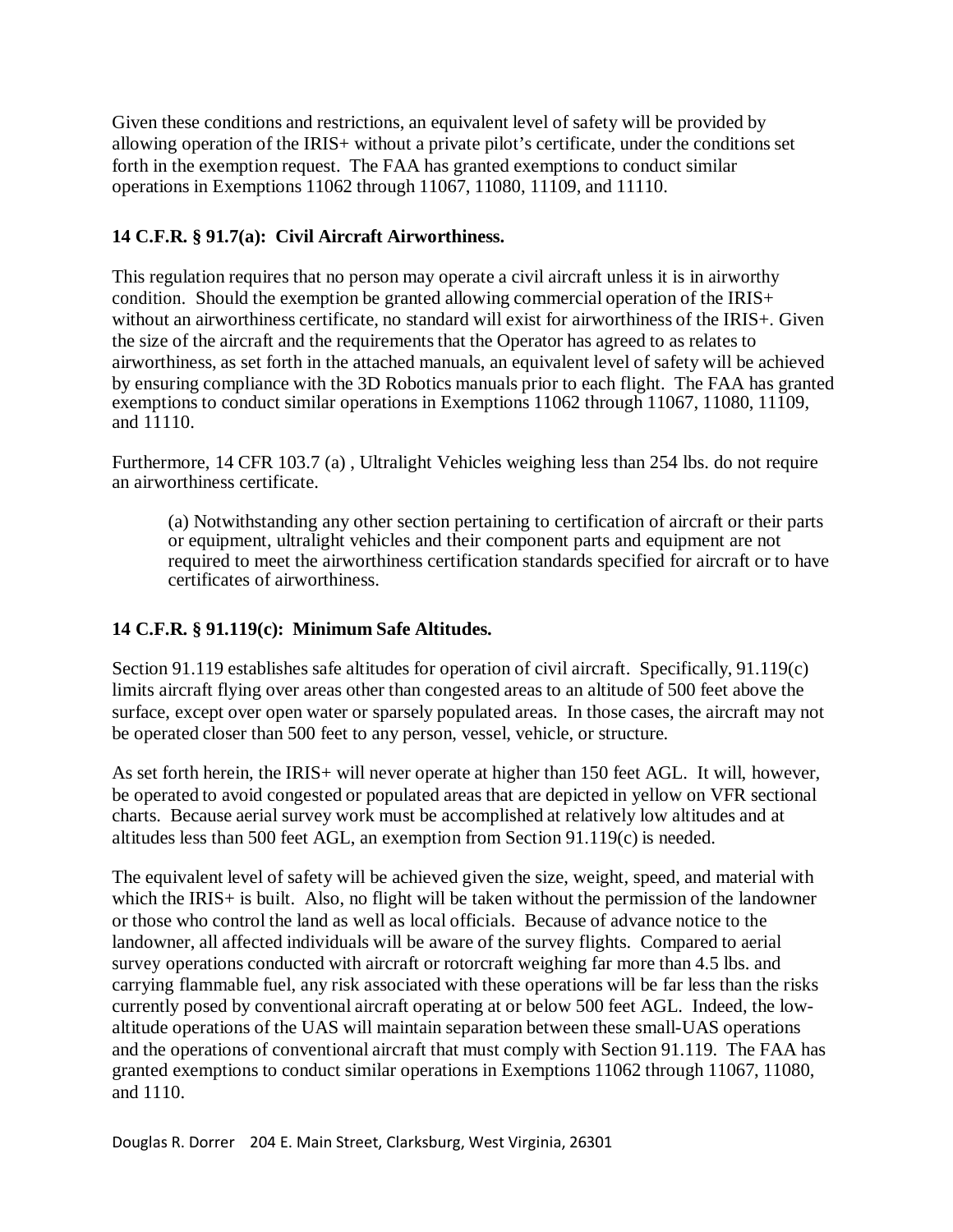Given these conditions and restrictions, an equivalent level of safety will be provided by allowing operation of the IRIS+ without a private pilot's certificate, under the conditions set forth in the exemption request. The FAA has granted exemptions to conduct similar operations in Exemptions 11062 through 11067, 11080, 11109, and 11110.

**14 C.F.R. § 91.7(a): Civil Aircraft Airworthiness.**

This regulation requires that no person may operate a civil aircraft unless it is in airworthy condition. Should the exemption be granted allowing commercial operation of the IRIS+ without an airworthiness certificate, no standard will exist for airworthiness of the IRIS+. Given the size of the aircraft and the requirements that the Operator has agreed to as relates to airworthiness, as set forth in the attached manuals, an equivalent level of safety will be achieved by ensuring compliance with the 3D Robotics manuals prior to each flight. The FAA has granted exemptions to conduct similar operations in Exemptions 11062 through 11067, 11080, 11109, and 11110.

Furthermore, 14 CFR 103.7 (a) , Ultralight Vehicles weighing less than 254 lbs. do not require an airworthiness certificate.

> (a) Notwithstanding any other section pertaining to certification of aircraft or their parts or equipment, ultralight vehicles and their component parts and equipment are not required to meet the airworthiness certification standards specified for aircraft or to have certificates of airworthiness.

**14 C.F.R. § 91.119(c): Minimum Safe Altitudes.**

Section 91.119 establishes safe altitudes for operation of civil aircraft. Specifically, 91.119(c) limits aircraft flying over areas other than congested areas to an altitude of 500 feet above the surface, except over open water or sparsely populated areas. In those cases, the aircraft may not be operated closer than 500 feet to any person, vessel, vehicle, or structure.

As set forth herein, the IRIS+ will never operate at higher than 150 feet AGL. It will, however, be operated to avoid congested or populated areas that are depicted in yellow on VFR sectional charts. Because aerial survey work must be accomplished at relatively low altitudes and at altitudes less than 500 feet AGL, an exemption from Section 91.119(c) is needed.

The equivalent level of safety will be achieved given the size, weight, speed, and material with which the IRIS+ is built. Also, no flight will be taken without the permission of the landowner or those who control the land as well as local officials. Because of advance notice to the landowner, all affected individuals will be aware of the survey flights. Compared to aerial survey operations conducted with aircraft or rotorcraft weighing far more than 4.5 lbs. and carrying flammable fuel, any risk associated with these operations will be far less than the risks currently posed by conventional aircraft operating at or below 500 feet AGL. Indeed, the low-altitude operations of the UAS will maintain separation between these small-UAS operations and the operations of conventional aircraft that must comply with Section 91.119. The FAA has granted exemptions to conduct similar operations in Exemptions 11062 through 11067, 11080, and 1110.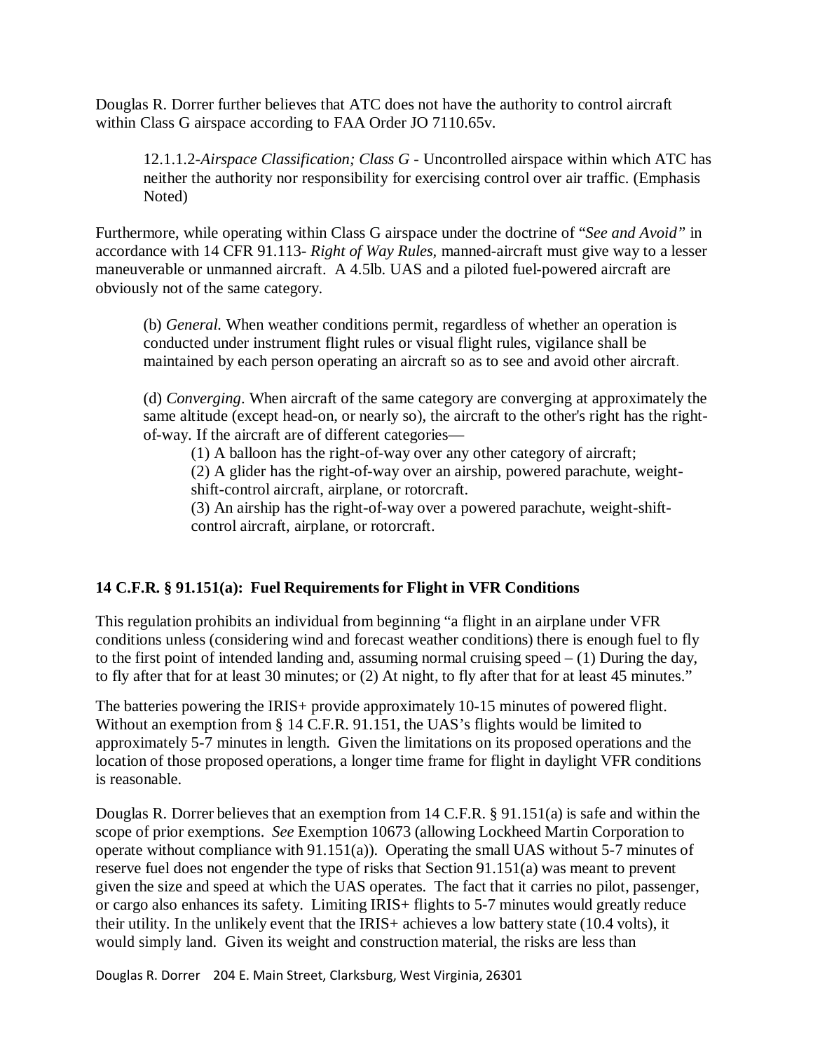Douglas R. Dorrer further believes that ATC does not have the authority to control aircraft within Class G airspace according to FAA Order JO 7110.65v.

> 12.1.1.2-*Airspace Classification; Class G* - Uncontrolled airspace within which ATC has neither the authority nor responsibility for exercising control over air traffic. (Emphasis Noted)

Furthermore, while operating within Class G airspace under the doctrine of "*See and Avoid"* in accordance with 14 CFR 91.113- *Right of Way Rules,* manned-aircraft must give way to a lesser maneuverable or unmanned aircraft. A 4.5lb. UAS and a piloted fuel-powered aircraft are obviously not of the same category.

> (b) *General.* When weather conditions permit, regardless of whether an operation is conducted under instrument flight rules or visual flight rules, vigilance shall be maintained by each person operating an aircraft so as to see and avoid other aircraft.
>
> (d) *Converging*. When aircraft of the same category are converging at approximately the same altitude (except head-on, or nearly so), the aircraft to the other's right has the right-of-way. If the aircraft are of different categories—
>
> > (1) A balloon has the right-of-way over any other category of aircraft;
> > (2) A glider has the right-of-way over an airship, powered parachute, weight-shift-control aircraft, airplane, or rotorcraft.
> > (3) An airship has the right-of-way over a powered parachute, weight-shift-control aircraft, airplane, or rotorcraft.

**14 C.F.R. § 91.151(a): Fuel Requirements for Flight in VFR Conditions**

This regulation prohibits an individual from beginning "a flight in an airplane under VFR conditions unless (considering wind and forecast weather conditions) there is enough fuel to fly to the first point of intended landing and, assuming normal cruising speed – (1) During the day, to fly after that for at least 30 minutes; or (2) At night, to fly after that for at least 45 minutes."

The batteries powering the IRIS+ provide approximately 10-15 minutes of powered flight. Without an exemption from § 14 C.F.R. 91.151, the UAS's flights would be limited to approximately 5-7 minutes in length. Given the limitations on its proposed operations and the location of those proposed operations, a longer time frame for flight in daylight VFR conditions is reasonable.

Douglas R. Dorrer believes that an exemption from 14 C.F.R. § 91.151(a) is safe and within the scope of prior exemptions. *See* Exemption 10673 (allowing Lockheed Martin Corporation to operate without compliance with 91.151(a)). Operating the small UAS without 5-7 minutes of reserve fuel does not engender the type of risks that Section 91.151(a) was meant to prevent given the size and speed at which the UAS operates. The fact that it carries no pilot, passenger, or cargo also enhances its safety. Limiting IRIS+ flights to 5-7 minutes would greatly reduce their utility. In the unlikely event that the IRIS+ achieves a low battery state (10.4 volts), it would simply land. Given its weight and construction material, the risks are less than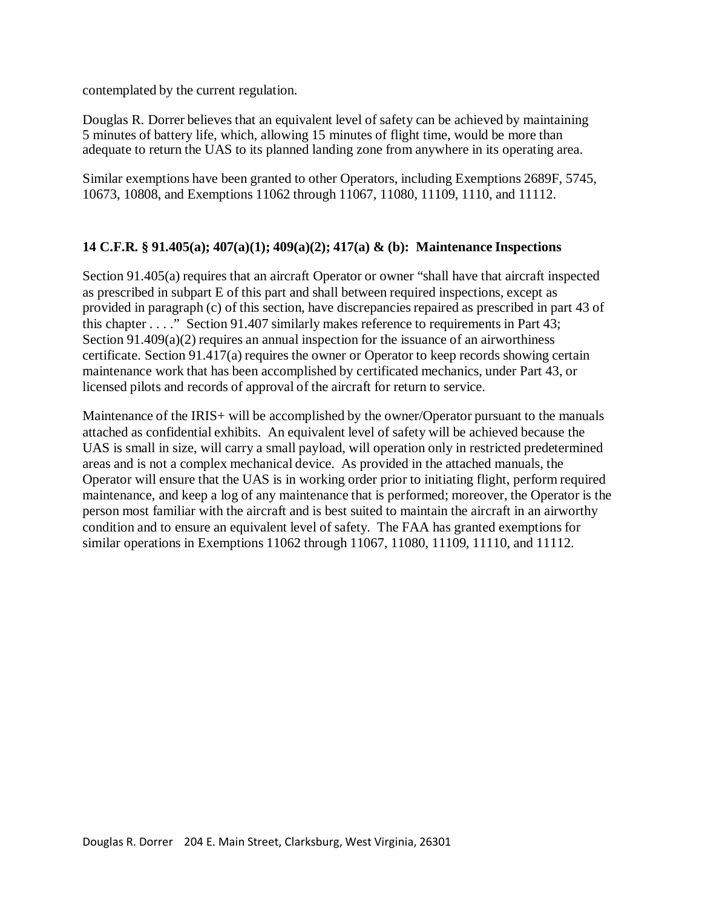contemplated by the current regulation.

Douglas R. Dorrer believes that an equivalent level of safety can be achieved by maintaining 5 minutes of battery life, which, allowing 15 minutes of flight time, would be more than adequate to return the UAS to its planned landing zone from anywhere in its operating area.

Similar exemptions have been granted to other Operators, including Exemptions 2689F, 5745, 10673, 10808, and Exemptions 11062 through 11067, 11080, 11109, 1110, and 11112.

**14 C.F.R. § 91.405(a); 407(a)(1); 409(a)(2); 417(a) & (b): Maintenance Inspections**

Section 91.405(a) requires that an aircraft Operator or owner "shall have that aircraft inspected as prescribed in subpart E of this part and shall between required inspections, except as provided in paragraph (c) of this section, have discrepancies repaired as prescribed in part 43 of this chapter . . . ." Section 91.407 similarly makes reference to requirements in Part 43; Section 91.409(a)(2) requires an annual inspection for the issuance of an airworthiness certificate. Section 91.417(a) requires the owner or Operator to keep records showing certain maintenance work that has been accomplished by certificated mechanics, under Part 43, or licensed pilots and records of approval of the aircraft for return to service.

Maintenance of the IRIS+ will be accomplished by the owner/Operator pursuant to the manuals attached as confidential exhibits. An equivalent level of safety will be achieved because the UAS is small in size, will carry a small payload, will operation only in restricted predetermined areas and is not a complex mechanical device. As provided in the attached manuals, the Operator will ensure that the UAS is in working order prior to initiating flight, perform required maintenance, and keep a log of any maintenance that is performed; moreover, the Operator is the person most familiar with the aircraft and is best suited to maintain the aircraft in an airworthy condition and to ensure an equivalent level of safety. The FAA has granted exemptions for similar operations in Exemptions 11062 through 11067, 11080, 11109, 11110, and 11112.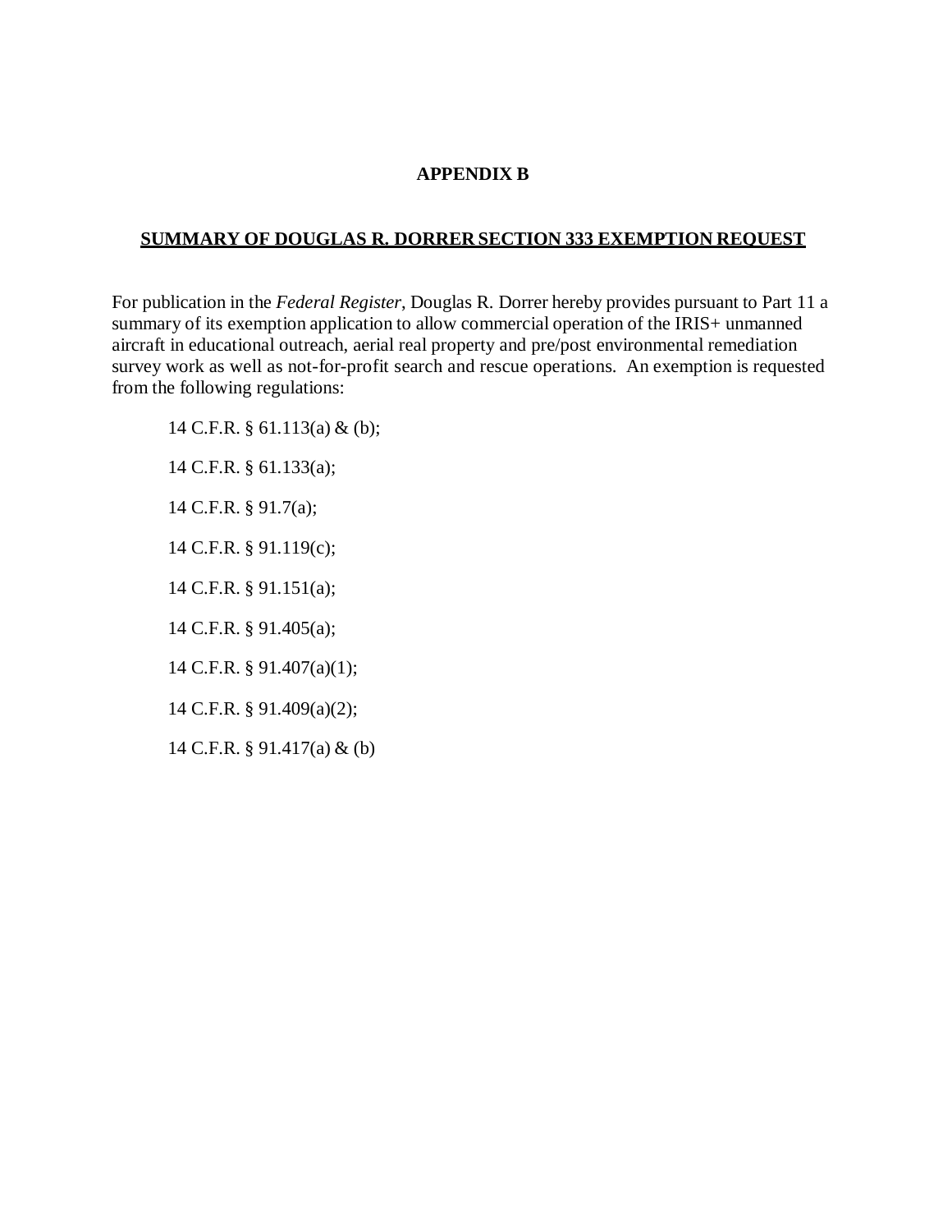# APPENDIX B

## SUMMARY OF DOUGLAS R. DORRER SECTION 333 EXEMPTION REQUEST

For publication in the *Federal Register*, Douglas R. Dorrer hereby provides pursuant to Part 11 a summary of its exemption application to allow commercial operation of the IRIS+ unmanned aircraft in educational outreach, aerial real property and pre/post environmental remediation survey work as well as not-for-profit search and rescue operations. An exemption is requested from the following regulations:

14 C.F.R. § 61.113(a) & (b);

14 C.F.R. § 61.133(a);

14 C.F.R. § 91.7(a);

14 C.F.R. § 91.119(c);

14 C.F.R. § 91.151(a);

14 C.F.R. § 91.405(a);

14 C.F.R. § 91.407(a)(1);

14 C.F.R. § 91.409(a)(2);

14 C.F.R. § 91.417(a) & (b)